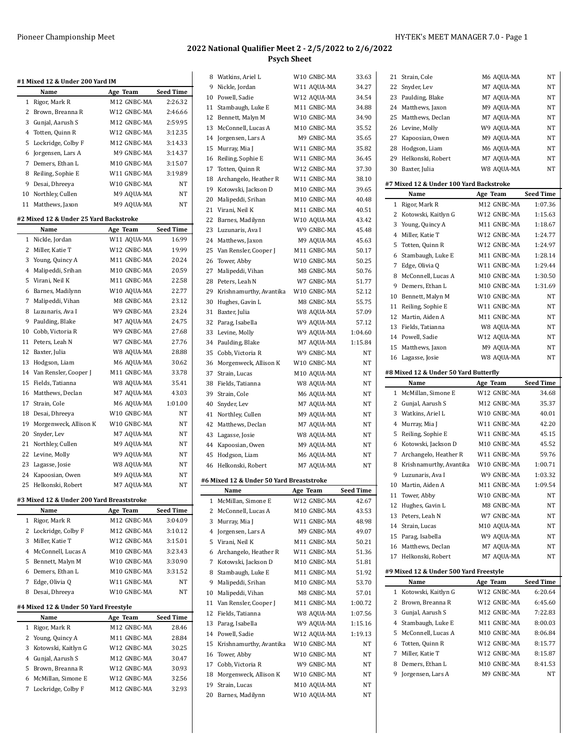## 2022 National Qualifier Meet 2 - 2/5/2022 to 2/6/2022
### Psych Sheet

#### #1 Mixed 12 & Under 200 Yard IM

| | Name | Age Team | Seed Time |
|---|---|---|---|
| 1 | Rigor, Mark R | M12 GNBC-MA | 2:26.32 |
| 2 | Brown, Breanna R | W12 GNBC-MA | 2:46.66 |
| 3 | Gunjal, Aarush S | M12 GNBC-MA | 2:59.95 |
| 4 | Totten, Quinn R | W12 GNBC-MA | 3:12.35 |
| 5 | Lockridge, Colby F | M12 GNBC-MA | 3:14.33 |
| 6 | Jorgensen, Lars A | M9 GNBC-MA | 3:14.37 |
| 7 | Demers, Ethan L | M10 GNBC-MA | 3:15.07 |
| 8 | Reiling, Sophie E | W11 GNBC-MA | 3:19.89 |
| 9 | Desai, Dhreeya | W10 GNBC-MA | NT |
| 10 | Northley, Cullen | M9 AQUA-MA | NT |
| 11 | Matthews, Jaxon | M9 AQUA-MA | NT |

#### #2 Mixed 12 & Under 25 Yard Backstroke

| | Name | Age Team | Seed Time |
|---|---|---|---|
| 1 | Nickle, Jordan | W11 AQUA-MA | 16.99 |
| 2 | Miller, Katie T | W12 GNBC-MA | 19.99 |
| 3 | Young, Quincy A | M11 GNBC-MA | 20.24 |
| 4 | Malipeddi, Srihan | M10 GNBC-MA | 20.59 |
| 5 | Virani, Neil K | M11 GNBC-MA | 22.58 |
| 6 | Barnes, Madilynn | W10 AQUA-MA | 22.77 |
| 7 | Malipeddi, Vihan | M8 GNBC-MA | 23.12 |
| 8 | Luzunaris, Ava I | W9 GNBC-MA | 23.24 |
| 9 | Paulding, Blake | M7 AQUA-MA | 24.75 |
| 10 | Cobb, Victoria R | W9 GNBC-MA | 27.68 |
| 11 | Peters, Leah N | W7 GNBC-MA | 27.76 |
| 12 | Baxter, Julia | W8 AQUA-MA | 28.88 |
| 13 | Hodgson, Liam | M6 AQUA-MA | 30.62 |
| 14 | Van Rensler, Cooper J | M11 GNBC-MA | 33.78 |
| 15 | Fields, Tatianna | W8 AQUA-MA | 35.41 |
| 16 | Matthews, Declan | M7 AQUA-MA | 43.03 |
| 17 | Strain, Cole | M6 AQUA-MA | 1:01.00 |
| 18 | Desai, Dhreeya | W10 GNBC-MA | NT |
| 19 | Morgenweck, Allison K | W10 GNBC-MA | NT |
| 20 | Snyder, Lev | M7 AQUA-MA | NT |
| 21 | Northley, Cullen | M9 AQUA-MA | NT |
| 22 | Levine, Molly | W9 AQUA-MA | NT |
| 23 | Lagasse, Josie | W8 AQUA-MA | NT |
| 24 | Kapoosian, Owen | M9 AQUA-MA | NT |
| 25 | Helkonski, Robert | M7 AQUA-MA | NT |

#### #3 Mixed 12 & Under 200 Yard Breaststroke

| | Name | Age Team | Seed Time |
|---|---|---|---|
| 1 | Rigor, Mark R | M12 GNBC-MA | 3:04.09 |
| 2 | Lockridge, Colby F | M12 GNBC-MA | 3:10.12 |
| 3 | Miller, Katie T | W12 GNBC-MA | 3:15.01 |
| 4 | McConnell, Lucas A | M10 GNBC-MA | 3:23.43 |
| 5 | Bennett, Malyn M | W10 GNBC-MA | 3:30.90 |
| 6 | Demers, Ethan L | M10 GNBC-MA | 3:31.52 |
| 7 | Edge, Olivia Q | W11 GNBC-MA | NT |
| 8 | Desai, Dhreeya | W10 GNBC-MA | NT |

#### #4 Mixed 12 & Under 50 Yard Freestyle

| | Name | Age Team | Seed Time |
|---|---|---|---|
| 1 | Rigor, Mark R | M12 GNBC-MA | 28.46 |
| 2 | Young, Quincy A | M11 GNBC-MA | 28.84 |
| 3 | Kotowski, Kaitlyn G | W12 GNBC-MA | 30.25 |
| 4 | Gunjal, Aarush S | M12 GNBC-MA | 30.47 |
| 5 | Brown, Breanna R | W12 GNBC-MA | 30.93 |
| 6 | McMillan, Simone E | W12 GNBC-MA | 32.56 |
| 7 | Lockridge, Colby F | M12 GNBC-MA | 32.93 |
| 8 | Watkins, Ariel L | W10 GNBC-MA | 33.63 |
| 9 | Nickle, Jordan | W11 AQUA-MA | 34.27 |
| 10 | Powell, Sadie | W12 AQUA-MA | 34.54 |
| 11 | Stambaugh, Luke E | M11 GNBC-MA | 34.88 |
| 12 | Bennett, Malyn M | W10 GNBC-MA | 34.90 |
| 13 | McConnell, Lucas A | M10 GNBC-MA | 35.52 |
| 14 | Jorgensen, Lars A | M9 GNBC-MA | 35.65 |
| 15 | Murray, Mia J | W11 GNBC-MA | 35.82 |
| 16 | Reiling, Sophie E | W11 GNBC-MA | 36.45 |
| 17 | Totten, Quinn R | W12 GNBC-MA | 37.30 |
| 18 | Archangelo, Heather R | W11 GNBC-MA | 38.10 |
| 19 | Kotowski, Jackson D | M10 GNBC-MA | 39.65 |
| 20 | Malipeddi, Srihan | M10 GNBC-MA | 40.48 |
| 21 | Virani, Neil K | M11 GNBC-MA | 40.51 |
| 22 | Barnes, Madilynn | W10 AQUA-MA | 43.42 |
| 23 | Luzunaris, Ava I | W9 GNBC-MA | 45.48 |
| 24 | Matthews, Jaxon | M9 AQUA-MA | 45.63 |
| 25 | Van Rensler, Cooper J | M11 GNBC-MA | 50.17 |
| 26 | Tower, Abby | W10 GNBC-MA | 50.25 |
| 27 | Malipeddi, Vihan | M8 GNBC-MA | 50.76 |
| 28 | Peters, Leah N | W7 GNBC-MA | 51.77 |
| 29 | Krishnamurthy, Avantika | W10 GNBC-MA | 52.12 |
| 30 | Hughes, Gavin L | M8 GNBC-MA | 55.75 |
| 31 | Baxter, Julia | W8 AQUA-MA | 57.09 |
| 32 | Parag, Isabella | W9 AQUA-MA | 57.12 |
| 33 | Levine, Molly | W9 AQUA-MA | 1:04.60 |
| 34 | Paulding, Blake | M7 AQUA-MA | 1:15.84 |
| 35 | Cobb, Victoria R | W9 GNBC-MA | NT |
| 36 | Morgenweck, Allison K | W10 GNBC-MA | NT |
| 37 | Strain, Lucas | M10 AQUA-MA | NT |
| 38 | Fields, Tatianna | W8 AQUA-MA | NT |
| 39 | Strain, Cole | M6 AQUA-MA | NT |
| 40 | Snyder, Lev | M7 AQUA-MA | NT |
| 41 | Northley, Cullen | M9 AQUA-MA | NT |
| 42 | Matthews, Declan | M7 AQUA-MA | NT |
| 43 | Lagasse, Josie | W8 AQUA-MA | NT |
| 44 | Kapoosian, Owen | M9 AQUA-MA | NT |
| 45 | Hodgson, Liam | M6 AQUA-MA | NT |
| 46 | Helkonski, Robert | M7 AQUA-MA | NT |

#### #6 Mixed 12 & Under 50 Yard Breaststroke

| | Name | Age Team | Seed Time |
|---|---|---|---|
| 1 | McMillan, Simone E | W12 GNBC-MA | 42.67 |
| 2 | McConnell, Lucas A | M10 GNBC-MA | 43.53 |
| 3 | Murray, Mia J | W11 GNBC-MA | 48.98 |
| 4 | Jorgensen, Lars A | M9 GNBC-MA | 49.07 |
| 5 | Virani, Neil K | M11 GNBC-MA | 50.21 |
| 6 | Archangelo, Heather R | W11 GNBC-MA | 51.36 |
| 7 | Kotowski, Jackson D | M10 GNBC-MA | 51.81 |
| 8 | Stambaugh, Luke E | M11 GNBC-MA | 51.92 |
| 9 | Malipeddi, Srihan | M10 GNBC-MA | 53.70 |
| 10 | Malipeddi, Vihan | M8 GNBC-MA | 57.01 |
| 11 | Van Rensler, Cooper J | M11 GNBC-MA | 1:00.72 |
| 12 | Fields, Tatianna | W8 AQUA-MA | 1:07.56 |
| 13 | Parag, Isabella | W9 AQUA-MA | 1:15.16 |
| 14 | Powell, Sadie | W12 AQUA-MA | 1:19.13 |
| 15 | Krishnamurthy, Avantika | W10 GNBC-MA | NT |
| 16 | Tower, Abby | W10 GNBC-MA | NT |
| 17 | Cobb, Victoria R | W9 GNBC-MA | NT |
| 18 | Morgenweck, Allison K | W10 GNBC-MA | NT |
| 19 | Strain, Lucas | M10 AQUA-MA | NT |
| 20 | Barnes, Madilynn | W10 AQUA-MA | NT |
| 21 | Strain, Cole | M6 AQUA-MA | NT |
| 22 | Snyder, Lev | M7 AQUA-MA | NT |
| 23 | Paulding, Blake | M7 AQUA-MA | NT |
| 24 | Matthews, Jaxon | M9 AQUA-MA | NT |
| 25 | Matthews, Declan | M7 AQUA-MA | NT |
| 26 | Levine, Molly | W9 AQUA-MA | NT |
| 27 | Kapoosian, Owen | M9 AQUA-MA | NT |
| 28 | Hodgson, Liam | M6 AQUA-MA | NT |
| 29 | Helkonski, Robert | M7 AQUA-MA | NT |
| 30 | Baxter, Julia | W8 AQUA-MA | NT |

#### #7 Mixed 12 & Under 100 Yard Backstroke

| | Name | Age Team | Seed Time |
|---|---|---|---|
| 1 | Rigor, Mark R | M12 GNBC-MA | 1:07.36 |
| 2 | Kotowski, Kaitlyn G | W12 GNBC-MA | 1:15.63 |
| 3 | Young, Quincy A | M11 GNBC-MA | 1:18.67 |
| 4 | Miller, Katie T | W12 GNBC-MA | 1:24.77 |
| 5 | Totten, Quinn R | W12 GNBC-MA | 1:24.97 |
| 6 | Stambaugh, Luke E | M11 GNBC-MA | 1:28.14 |
| 7 | Edge, Olivia Q | W11 GNBC-MA | 1:29.44 |
| 8 | McConnell, Lucas A | M10 GNBC-MA | 1:30.50 |
| 9 | Demers, Ethan L | M10 GNBC-MA | 1:31.69 |
| 10 | Bennett, Malyn M | W10 GNBC-MA | NT |
| 11 | Reiling, Sophie E | W11 GNBC-MA | NT |
| 12 | Martin, Aiden A | M11 GNBC-MA | NT |
| 13 | Fields, Tatianna | W8 AQUA-MA | NT |
| 14 | Powell, Sadie | W12 AQUA-MA | NT |
| 15 | Matthews, Jaxon | M9 AQUA-MA | NT |
| 16 | Lagasse, Josie | W8 AQUA-MA | NT |

#### #8 Mixed 12 & Under 50 Yard Butterfly

| | Name | Age Team | Seed Time |
|---|---|---|---|
| 1 | McMillan, Simone E | W12 GNBC-MA | 34.68 |
| 2 | Gunjal, Aarush S | M12 GNBC-MA | 35.37 |
| 3 | Watkins, Ariel L | W10 GNBC-MA | 40.01 |
| 4 | Murray, Mia J | W11 GNBC-MA | 42.20 |
| 5 | Reiling, Sophie E | W11 GNBC-MA | 45.15 |
| 6 | Kotowski, Jackson D | M10 GNBC-MA | 45.52 |
| 7 | Archangelo, Heather R | W11 GNBC-MA | 59.76 |
| 8 | Krishnamurthy, Avantika | W10 GNBC-MA | 1:00.71 |
| 9 | Luzunaris, Ava I | W9 GNBC-MA | 1:03.32 |
| 10 | Martin, Aiden A | M11 GNBC-MA | 1:09.54 |
| 11 | Tower, Abby | W10 GNBC-MA | NT |
| 12 | Hughes, Gavin L | M8 GNBC-MA | NT |
| 13 | Peters, Leah N | W7 GNBC-MA | NT |
| 14 | Strain, Lucas | M10 AQUA-MA | NT |
| 15 | Parag, Isabella | W9 AQUA-MA | NT |
| 16 | Matthews, Declan | M7 AQUA-MA | NT |
| 17 | Helkonski, Robert | M7 AQUA-MA | NT |

#### #9 Mixed 12 & Under 500 Yard Freestyle

| | Name | Age Team | Seed Time |
|---|---|---|---|
| 1 | Kotowski, Kaitlyn G | W12 GNBC-MA | 6:20.64 |
| 2 | Brown, Breanna R | W12 GNBC-MA | 6:45.60 |
| 3 | Gunjal, Aarush S | M12 GNBC-MA | 7:22.83 |
| 4 | Stambaugh, Luke E | M11 GNBC-MA | 8:00.03 |
| 5 | McConnell, Lucas A | M10 GNBC-MA | 8:06.84 |
| 6 | Totten, Quinn R | W12 GNBC-MA | 8:15.77 |
| 7 | Miller, Katie T | W12 GNBC-MA | 8:15.87 |
| 8 | Demers, Ethan L | M10 GNBC-MA | 8:41.53 |
| 9 | Jorgensen, Lars A | M9 GNBC-MA | NT |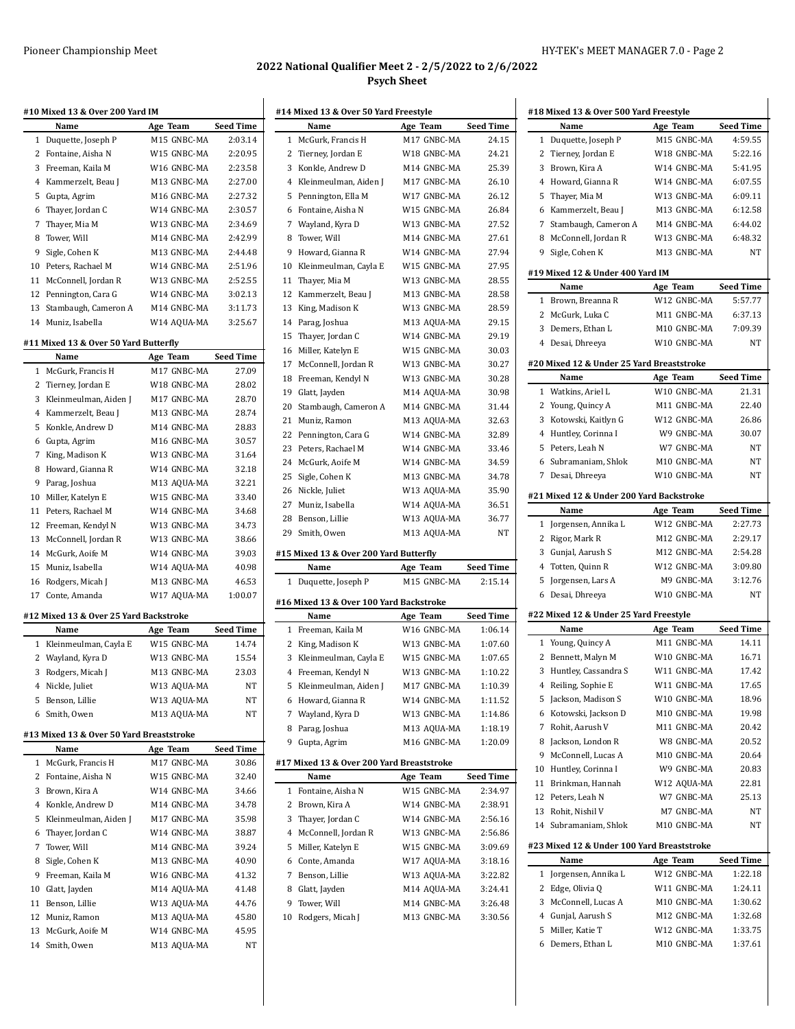## 2022 National Qualifier Meet 2 - 2/5/2022 to 2/6/2022

### Psych Sheet

#### #10 Mixed 13 & Over 200 Yard IM

| | Name | Age | Team | Seed Time |
|---|---|---|---|---|
| 1 | Duquette, Joseph P | M15 | GNBC-MA | 2:03.14 |
| 2 | Fontaine, Aisha N | W15 | GNBC-MA | 2:20.95 |
| 3 | Freeman, Kaila M | W16 | GNBC-MA | 2:23.58 |
| 4 | Kammerzelt, Beau J | M13 | GNBC-MA | 2:27.00 |
| 5 | Gupta, Agrim | M16 | GNBC-MA | 2:27.32 |
| 6 | Thayer, Jordan C | W14 | GNBC-MA | 2:30.57 |
| 7 | Thayer, Mia M | W13 | GNBC-MA | 2:34.69 |
| 8 | Tower, Will | M14 | GNBC-MA | 2:42.99 |
| 9 | Sigle, Cohen K | M13 | GNBC-MA | 2:44.48 |
| 10 | Peters, Rachael M | W14 | GNBC-MA | 2:51.96 |
| 11 | McConnell, Jordan R | W13 | GNBC-MA | 2:52.55 |
| 12 | Pennington, Cara G | W14 | GNBC-MA | 3:02.13 |
| 13 | Stambaugh, Cameron A | M14 | GNBC-MA | 3:11.73 |
| 14 | Muniz, Isabella | W14 | AQUA-MA | 3:25.67 |

#### #11 Mixed 13 & Over 50 Yard Butterfly

| | Name | Age | Team | Seed Time |
|---|---|---|---|---|
| 1 | McGurk, Francis H | M17 | GNBC-MA | 27.09 |
| 2 | Tierney, Jordan E | W18 | GNBC-MA | 28.02 |
| 3 | Kleinmeulman, Aiden J | M17 | GNBC-MA | 28.70 |
| 4 | Kammerzelt, Beau J | M13 | GNBC-MA | 28.74 |
| 5 | Konkle, Andrew D | M14 | GNBC-MA | 28.83 |
| 6 | Gupta, Agrim | M16 | GNBC-MA | 30.57 |
| 7 | King, Madison K | W13 | GNBC-MA | 31.64 |
| 8 | Howard, Gianna R | W14 | GNBC-MA | 32.18 |
| 9 | Parag, Joshua | M13 | AQUA-MA | 32.21 |
| 10 | Miller, Katelyn E | W15 | GNBC-MA | 33.40 |
| 11 | Peters, Rachael M | W14 | GNBC-MA | 34.68 |
| 12 | Freeman, Kendyl N | W13 | GNBC-MA | 34.73 |
| 13 | McConnell, Jordan R | W13 | GNBC-MA | 38.66 |
| 14 | McGurk, Aoife M | W14 | GNBC-MA | 39.03 |
| 15 | Muniz, Isabella | W14 | AQUA-MA | 40.98 |
| 16 | Rodgers, Micah J | M13 | GNBC-MA | 46.53 |
| 17 | Conte, Amanda | W17 | AQUA-MA | 1:00.07 |

#### #12 Mixed 13 & Over 25 Yard Backstroke

| | Name | Age | Team | Seed Time |
|---|---|---|---|---|
| 1 | Kleinmeulman, Cayla E | W15 | GNBC-MA | 14.74 |
| 2 | Wayland, Kyra D | W13 | GNBC-MA | 15.54 |
| 3 | Rodgers, Micah J | M13 | GNBC-MA | 23.03 |
| 4 | Nickle, Juliet | W13 | AQUA-MA | NT |
| 5 | Benson, Lillie | W13 | AQUA-MA | NT |
| 6 | Smith, Owen | M13 | AQUA-MA | NT |

#### #13 Mixed 13 & Over 50 Yard Breaststroke

| | Name | Age | Team | Seed Time |
|---|---|---|---|---|
| 1 | McGurk, Francis H | M17 | GNBC-MA | 30.86 |
| 2 | Fontaine, Aisha N | W15 | GNBC-MA | 32.40 |
| 3 | Brown, Kira A | W14 | GNBC-MA | 34.66 |
| 4 | Konkle, Andrew D | M14 | GNBC-MA | 34.78 |
| 5 | Kleinmeulman, Aiden J | M17 | GNBC-MA | 35.98 |
| 6 | Thayer, Jordan C | W14 | GNBC-MA | 38.87 |
| 7 | Tower, Will | M14 | GNBC-MA | 39.24 |
| 8 | Sigle, Cohen K | M13 | GNBC-MA | 40.90 |
| 9 | Freeman, Kaila M | W16 | GNBC-MA | 41.32 |
| 10 | Glatt, Jayden | M14 | AQUA-MA | 41.48 |
| 11 | Benson, Lillie | W13 | AQUA-MA | 44.76 |
| 12 | Muniz, Ramon | M13 | AQUA-MA | 45.80 |
| 13 | McGurk, Aoife M | W14 | GNBC-MA | 45.95 |
| 14 | Smith, Owen | M13 | AQUA-MA | NT |

#### #14 Mixed 13 & Over 50 Yard Freestyle

| | Name | Age | Team | Seed Time |
|---|---|---|---|---|
| 1 | McGurk, Francis H | M17 | GNBC-MA | 24.15 |
| 2 | Tierney, Jordan E | W18 | GNBC-MA | 24.21 |
| 3 | Konkle, Andrew D | M14 | GNBC-MA | 25.39 |
| 4 | Kleinmeulman, Aiden J | M17 | GNBC-MA | 26.10 |
| 5 | Pennington, Ella M | W17 | GNBC-MA | 26.12 |
| 6 | Fontaine, Aisha N | W15 | GNBC-MA | 26.84 |
| 7 | Wayland, Kyra D | W13 | GNBC-MA | 27.52 |
| 8 | Tower, Will | M14 | GNBC-MA | 27.61 |
| 9 | Howard, Gianna R | W14 | GNBC-MA | 27.94 |
| 10 | Kleinmeulman, Cayla E | W15 | GNBC-MA | 27.95 |
| 11 | Thayer, Mia M | W13 | GNBC-MA | 28.55 |
| 12 | Kammerzelt, Beau J | M13 | GNBC-MA | 28.58 |
| 13 | King, Madison K | W13 | GNBC-MA | 28.59 |
| 14 | Parag, Joshua | M13 | AQUA-MA | 29.15 |
| 15 | Thayer, Jordan C | W14 | GNBC-MA | 29.19 |
| 16 | Miller, Katelyn E | W15 | GNBC-MA | 30.03 |
| 17 | McConnell, Jordan R | W13 | GNBC-MA | 30.27 |
| 18 | Freeman, Kendyl N | W13 | GNBC-MA | 30.28 |
| 19 | Glatt, Jayden | M14 | AQUA-MA | 30.98 |
| 20 | Stambaugh, Cameron A | M14 | GNBC-MA | 31.44 |
| 21 | Muniz, Ramon | M13 | AQUA-MA | 32.63 |
| 22 | Pennington, Cara G | W14 | GNBC-MA | 32.89 |
| 23 | Peters, Rachael M | W14 | GNBC-MA | 33.46 |
| 24 | McGurk, Aoife M | W14 | GNBC-MA | 34.59 |
| 25 | Sigle, Cohen K | M13 | GNBC-MA | 34.78 |
| 26 | Nickle, Juliet | W13 | AQUA-MA | 35.90 |
| 27 | Muniz, Isabella | W14 | AQUA-MA | 36.51 |
| 28 | Benson, Lillie | W13 | AQUA-MA | 36.77 |
| 29 | Smith, Owen | M13 | AQUA-MA | NT |

#### #15 Mixed 13 & Over 200 Yard Butterfly

| | Name | Age | Team | Seed Time |
|---|---|---|---|---|
| 1 | Duquette, Joseph P | M15 | GNBC-MA | 2:15.14 |

#### #16 Mixed 13 & Over 100 Yard Backstroke

| | Name | Age | Team | Seed Time |
|---|---|---|---|---|
| 1 | Freeman, Kaila M | W16 | GNBC-MA | 1:06.14 |
| 2 | King, Madison K | W13 | GNBC-MA | 1:07.60 |
| 3 | Kleinmeulman, Cayla E | W15 | GNBC-MA | 1:07.65 |
| 4 | Freeman, Kendyl N | W13 | GNBC-MA | 1:10.22 |
| 5 | Kleinmeulman, Aiden J | M17 | GNBC-MA | 1:10.39 |
| 6 | Howard, Gianna R | W14 | GNBC-MA | 1:11.52 |
| 7 | Wayland, Kyra D | W13 | GNBC-MA | 1:14.86 |
| 8 | Parag, Joshua | M13 | AQUA-MA | 1:18.19 |
| 9 | Gupta, Agrim | M16 | GNBC-MA | 1:20.09 |

#### #17 Mixed 13 & Over 200 Yard Breaststroke

| | Name | Age | Team | Seed Time |
|---|---|---|---|---|
| 1 | Fontaine, Aisha N | W15 | GNBC-MA | 2:34.97 |
| 2 | Brown, Kira A | W14 | GNBC-MA | 2:38.91 |
| 3 | Thayer, Jordan C | W14 | GNBC-MA | 2:56.16 |
| 4 | McConnell, Jordan R | W13 | GNBC-MA | 2:56.86 |
| 5 | Miller, Katelyn E | W15 | GNBC-MA | 3:09.69 |
| 6 | Conte, Amanda | W17 | AQUA-MA | 3:18.16 |
| 7 | Benson, Lillie | W13 | AQUA-MA | 3:22.82 |
| 8 | Glatt, Jayden | M14 | AQUA-MA | 3:24.41 |
| 9 | Tower, Will | M14 | GNBC-MA | 3:26.48 |
| 10 | Rodgers, Micah J | M13 | GNBC-MA | 3:30.56 |

#### #18 Mixed 13 & Over 500 Yard Freestyle

| | Name | Age | Team | Seed Time |
|---|---|---|---|---|
| 1 | Duquette, Joseph P | M15 | GNBC-MA | 4:59.55 |
| 2 | Tierney, Jordan E | W18 | GNBC-MA | 5:22.16 |
| 3 | Brown, Kira A | W14 | GNBC-MA | 5:41.95 |
| 4 | Howard, Gianna R | W14 | GNBC-MA | 6:07.55 |
| 5 | Thayer, Mia M | W13 | GNBC-MA | 6:09.11 |
| 6 | Kammerzelt, Beau J | M13 | GNBC-MA | 6:12.58 |
| 7 | Stambaugh, Cameron A | M14 | GNBC-MA | 6:44.02 |
| 8 | McConnell, Jordan R | W13 | GNBC-MA | 6:48.32 |
| 9 | Sigle, Cohen K | M13 | GNBC-MA | NT |

#### #19 Mixed 12 & Under 400 Yard IM

| | Name | Age | Team | Seed Time |
|---|---|---|---|---|
| 1 | Brown, Breanna R | W12 | GNBC-MA | 5:57.77 |
| 2 | McGurk, Luka C | M11 | GNBC-MA | 6:37.13 |
| 3 | Demers, Ethan L | M10 | GNBC-MA | 7:09.39 |
| 4 | Desai, Dhreeya | W10 | GNBC-MA | NT |

#### #20 Mixed 12 & Under 25 Yard Breaststroke

| | Name | Age | Team | Seed Time |
|---|---|---|---|---|
| 1 | Watkins, Ariel L | W10 | GNBC-MA | 21.31 |
| 2 | Young, Quincy A | M11 | GNBC-MA | 22.40 |
| 3 | Kotowski, Kaitlyn G | W12 | GNBC-MA | 26.86 |
| 4 | Huntley, Corinna I | W9 | GNBC-MA | 30.07 |
| 5 | Peters, Leah N | W7 | GNBC-MA | NT |
| 6 | Subramaniam, Shlok | M10 | GNBC-MA | NT |
| 7 | Desai, Dhreeya | W10 | GNBC-MA | NT |

#### #21 Mixed 12 & Under 200 Yard Backstroke

| | Name | Age | Team | Seed Time |
|---|---|---|---|---|
| 1 | Jorgensen, Annika L | W12 | GNBC-MA | 2:27.73 |
| 2 | Rigor, Mark R | M12 | GNBC-MA | 2:29.17 |
| 3 | Gunjal, Aarush S | M12 | GNBC-MA | 2:54.28 |
| 4 | Totten, Quinn R | W12 | GNBC-MA | 3:09.80 |
| 5 | Jorgensen, Lars A | M9 | GNBC-MA | 3:12.76 |
| 6 | Desai, Dhreeya | W10 | GNBC-MA | NT |

#### #22 Mixed 12 & Under 25 Yard Freestyle

| | Name | Age | Team | Seed Time |
|---|---|---|---|---|
| 1 | Young, Quincy A | M11 | GNBC-MA | 14.11 |
| 2 | Bennett, Malyn M | W10 | GNBC-MA | 16.71 |
| 3 | Huntley, Cassandra S | W11 | GNBC-MA | 17.42 |
| 4 | Reiling, Sophie E | W11 | GNBC-MA | 17.65 |
| 5 | Jackson, Madison S | W10 | GNBC-MA | 18.96 |
| 6 | Kotowski, Jackson D | M10 | GNBC-MA | 19.98 |
| 7 | Rohit, Aarush V | M11 | GNBC-MA | 20.42 |
| 8 | Jackson, London R | W8 | GNBC-MA | 20.52 |
| 9 | McConnell, Lucas A | M10 | GNBC-MA | 20.64 |
| 10 | Huntley, Corinna I | W9 | GNBC-MA | 20.83 |
| 11 | Brinkman, Hannah | W12 | AQUA-MA | 22.81 |
| 12 | Peters, Leah N | W7 | GNBC-MA | 25.13 |
| 13 | Rohit, Nishil V | M7 | GNBC-MA | NT |
| 14 | Subramaniam, Shlok | M10 | GNBC-MA | NT |

#### #23 Mixed 12 & Under 100 Yard Breaststroke

| | Name | Age | Team | Seed Time |
|---|---|---|---|---|
| 1 | Jorgensen, Annika L | W12 | GNBC-MA | 1:22.18 |
| 2 | Edge, Olivia Q | W11 | GNBC-MA | 1:24.11 |
| 3 | McConnell, Lucas A | M10 | GNBC-MA | 1:30.62 |
| 4 | Gunjal, Aarush S | M12 | GNBC-MA | 1:32.68 |
| 5 | Miller, Katie T | W12 | GNBC-MA | 1:33.75 |
| 6 | Demers, Ethan L | M10 | GNBC-MA | 1:37.61 |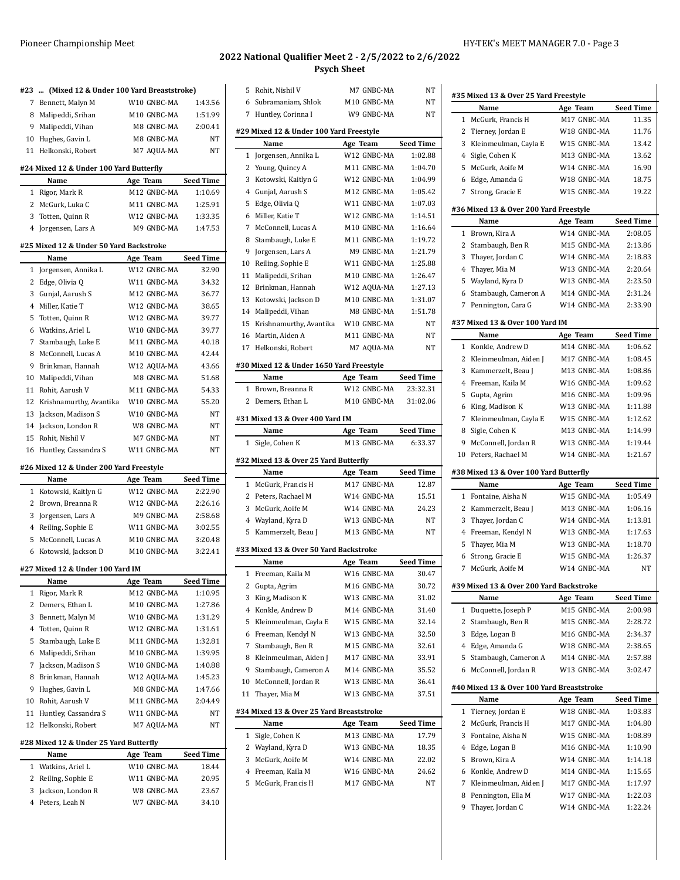## 2022 National Qualifier Meet 2 - 2/5/2022 to 2/6/2022
### Psych Sheet

#### #23 ... (Mixed 12 & Under 100 Yard Breaststroke)

| | Name | Age | Team | Seed Time |
|---|---|---|---|---|
| 7 | Bennett, Malyn M | W10 | GNBC-MA | 1:43.56 |
| 8 | Malipeddi, Srihan | M10 | GNBC-MA | 1:51.99 |
| 9 | Malipeddi, Vihan | M8 | GNBC-MA | 2:00.41 |
| 10 | Hughes, Gavin L | M8 | GNBC-MA | NT |
| 11 | Helkonski, Robert | M7 | AQUA-MA | NT |

#### #24 Mixed 12 & Under 100 Yard Butterfly

| | Name | Age | Team | Seed Time |
|---|---|---|---|---|
| 1 | Rigor, Mark R | M12 | GNBC-MA | 1:10.69 |
| 2 | McGurk, Luka C | M11 | GNBC-MA | 1:25.91 |
| 3 | Totten, Quinn R | W12 | GNBC-MA | 1:33.35 |
| 4 | Jorgensen, Lars A | M9 | GNBC-MA | 1:47.53 |

#### #25 Mixed 12 & Under 50 Yard Backstroke

| | Name | Age | Team | Seed Time |
|---|---|---|---|---|
| 1 | Jorgensen, Annika L | W12 | GNBC-MA | 32.90 |
| 2 | Edge, Olivia Q | W11 | GNBC-MA | 34.32 |
| 3 | Gunjal, Aarush S | M12 | GNBC-MA | 36.77 |
| 4 | Miller, Katie T | W12 | GNBC-MA | 38.65 |
| 5 | Totten, Quinn R | W12 | GNBC-MA | 39.77 |
| 6 | Watkins, Ariel L | W10 | GNBC-MA | 39.77 |
| 7 | Stambaugh, Luke E | M11 | GNBC-MA | 40.18 |
| 8 | McConnell, Lucas A | M10 | GNBC-MA | 42.44 |
| 9 | Brinkman, Hannah | W12 | AQUA-MA | 43.66 |
| 10 | Malipeddi, Vihan | M8 | GNBC-MA | 51.68 |
| 11 | Rohit, Aarush V | M11 | GNBC-MA | 54.33 |
| 12 | Krishnamurthy, Avantika | W10 | GNBC-MA | 55.20 |
| 13 | Jackson, Madison S | W10 | GNBC-MA | NT |
| 14 | Jackson, London R | W8 | GNBC-MA | NT |
| 15 | Rohit, Nishil V | M7 | GNBC-MA | NT |
| 16 | Huntley, Cassandra S | W11 | GNBC-MA | NT |

#### #26 Mixed 12 & Under 200 Yard Freestyle

| | Name | Age | Team | Seed Time |
|---|---|---|---|---|
| 1 | Kotowski, Kaitlyn G | W12 | GNBC-MA | 2:22.90 |
| 2 | Brown, Breanna R | W12 | GNBC-MA | 2:26.16 |
| 3 | Jorgensen, Lars A | M9 | GNBC-MA | 2:58.68 |
| 4 | Reiling, Sophie E | W11 | GNBC-MA | 3:02.55 |
| 5 | McConnell, Lucas A | M10 | GNBC-MA | 3:20.48 |
| 6 | Kotowski, Jackson D | M10 | GNBC-MA | 3:22.41 |

#### #27 Mixed 12 & Under 100 Yard IM

| | Name | Age | Team | Seed Time |
|---|---|---|---|---|
| 1 | Rigor, Mark R | M12 | GNBC-MA | 1:10.95 |
| 2 | Demers, Ethan L | M10 | GNBC-MA | 1:27.86 |
| 3 | Bennett, Malyn M | W10 | GNBC-MA | 1:31.29 |
| 4 | Totten, Quinn R | W12 | GNBC-MA | 1:31.61 |
| 5 | Stambaugh, Luke E | M11 | GNBC-MA | 1:32.81 |
| 6 | Malipeddi, Srihan | M10 | GNBC-MA | 1:39.95 |
| 7 | Jackson, Madison S | W10 | GNBC-MA | 1:40.88 |
| 8 | Brinkman, Hannah | W12 | AQUA-MA | 1:45.23 |
| 9 | Hughes, Gavin L | M8 | GNBC-MA | 1:47.66 |
| 10 | Rohit, Aarush V | M11 | GNBC-MA | 2:04.49 |
| 11 | Huntley, Cassandra S | W11 | GNBC-MA | NT |
| 12 | Helkonski, Robert | M7 | AQUA-MA | NT |

#### #28 Mixed 12 & Under 25 Yard Butterfly

| | Name | Age | Team | Seed Time |
|---|---|---|---|---|
| 1 | Watkins, Ariel L | W10 | GNBC-MA | 18.44 |
| 2 | Reiling, Sophie E | W11 | GNBC-MA | 20.95 |
| 3 | Jackson, London R | W8 | GNBC-MA | 23.67 |
| 4 | Peters, Leah N | W7 | GNBC-MA | 34.10 |
| 5 | Rohit, Nishil V | M7 | GNBC-MA | NT |
| 6 | Subramaniam, Shlok | M10 | GNBC-MA | NT |
| 7 | Huntley, Corinna I | W9 | GNBC-MA | NT |

#### #29 Mixed 12 & Under 100 Yard Freestyle

| | Name | Age | Team | Seed Time |
|---|---|---|---|---|
| 1 | Jorgensen, Annika L | W12 | GNBC-MA | 1:02.88 |
| 2 | Young, Quincy A | M11 | GNBC-MA | 1:04.70 |
| 3 | Kotowski, Kaitlyn G | W12 | GNBC-MA | 1:04.99 |
| 4 | Gunjal, Aarush S | M12 | GNBC-MA | 1:05.42 |
| 5 | Edge, Olivia Q | W11 | GNBC-MA | 1:07.03 |
| 6 | Miller, Katie T | W12 | GNBC-MA | 1:14.51 |
| 7 | McConnell, Lucas A | M10 | GNBC-MA | 1:16.64 |
| 8 | Stambaugh, Luke E | M11 | GNBC-MA | 1:19.72 |
| 9 | Jorgensen, Lars A | M9 | GNBC-MA | 1:21.79 |
| 10 | Reiling, Sophie E | W11 | GNBC-MA | 1:25.88 |
| 11 | Malipeddi, Srihan | M10 | GNBC-MA | 1:26.47 |
| 12 | Brinkman, Hannah | W12 | AQUA-MA | 1:27.13 |
| 13 | Kotowski, Jackson D | M10 | GNBC-MA | 1:31.07 |
| 14 | Malipeddi, Vihan | M8 | GNBC-MA | 1:51.78 |
| 15 | Krishnamurthy, Avantika | W10 | GNBC-MA | NT |
| 16 | Martin, Aiden A | M11 | GNBC-MA | NT |
| 17 | Helkonski, Robert | M7 | AQUA-MA | NT |

#### #30 Mixed 12 & Under 1650 Yard Freestyle

| | Name | Age | Team | Seed Time |
|---|---|---|---|---|
| 1 | Brown, Breanna R | W12 | GNBC-MA | 23:32.31 |
| 2 | Demers, Ethan L | M10 | GNBC-MA | 31:02.06 |

#### #31 Mixed 13 & Over 400 Yard IM

| | Name | Age | Team | Seed Time |
|---|---|---|---|---|
| 1 | Sigle, Cohen K | M13 | GNBC-MA | 6:33.37 |

#### #32 Mixed 13 & Over 25 Yard Butterfly

| | Name | Age | Team | Seed Time |
|---|---|---|---|---|
| 1 | McGurk, Francis H | M17 | GNBC-MA | 12.87 |
| 2 | Peters, Rachael M | W14 | GNBC-MA | 15.51 |
| 3 | McGurk, Aoife M | W14 | GNBC-MA | 24.23 |
| 4 | Wayland, Kyra D | W13 | GNBC-MA | NT |
| 5 | Kammerzelt, Beau J | M13 | GNBC-MA | NT |

#### #33 Mixed 13 & Over 50 Yard Backstroke

| | Name | Age | Team | Seed Time |
|---|---|---|---|---|
| 1 | Freeman, Kaila M | W16 | GNBC-MA | 30.47 |
| 2 | Gupta, Agrim | M16 | GNBC-MA | 30.72 |
| 3 | King, Madison K | W13 | GNBC-MA | 31.02 |
| 4 | Konkle, Andrew D | M14 | GNBC-MA | 31.40 |
| 5 | Kleinmeulman, Cayla E | W15 | GNBC-MA | 32.14 |
| 6 | Freeman, Kendyl N | W13 | GNBC-MA | 32.50 |
| 7 | Stambaugh, Ben R | M15 | GNBC-MA | 32.61 |
| 8 | Kleinmeulman, Aiden J | M17 | GNBC-MA | 33.91 |
| 9 | Stambaugh, Cameron A | M14 | GNBC-MA | 35.52 |
| 10 | McConnell, Jordan R | W13 | GNBC-MA | 36.41 |
| 11 | Thayer, Mia M | W13 | GNBC-MA | 37.51 |

#### #34 Mixed 13 & Over 25 Yard Breaststroke

| | Name | Age | Team | Seed Time |
|---|---|---|---|---|
| 1 | Sigle, Cohen K | M13 | GNBC-MA | 17.79 |
| 2 | Wayland, Kyra D | W13 | GNBC-MA | 18.35 |
| 3 | McGurk, Aoife M | W14 | GNBC-MA | 22.02 |
| 4 | Freeman, Kaila M | W16 | GNBC-MA | 24.62 |
| 5 | McGurk, Francis H | M17 | GNBC-MA | NT |

#### #35 Mixed 13 & Over 25 Yard Freestyle

| | Name | Age | Team | Seed Time |
|---|---|---|---|---|
| 1 | McGurk, Francis H | M17 | GNBC-MA | 11.35 |
| 2 | Tierney, Jordan E | W18 | GNBC-MA | 11.76 |
| 3 | Kleinmeulman, Cayla E | W15 | GNBC-MA | 13.42 |
| 4 | Sigle, Cohen K | M13 | GNBC-MA | 13.62 |
| 5 | McGurk, Aoife M | W14 | GNBC-MA | 16.90 |
| 6 | Edge, Amanda G | W18 | GNBC-MA | 18.75 |
| 7 | Strong, Gracie E | W15 | GNBC-MA | 19.22 |

#### #36 Mixed 13 & Over 200 Yard Freestyle

| | Name | Age | Team | Seed Time |
|---|---|---|---|---|
| 1 | Brown, Kira A | W14 | GNBC-MA | 2:08.05 |
| 2 | Stambaugh, Ben R | M15 | GNBC-MA | 2:13.86 |
| 3 | Thayer, Jordan C | W14 | GNBC-MA | 2:18.83 |
| 4 | Thayer, Mia M | W13 | GNBC-MA | 2:20.64 |
| 5 | Wayland, Kyra D | W13 | GNBC-MA | 2:23.50 |
| 6 | Stambaugh, Cameron A | M14 | GNBC-MA | 2:31.24 |
| 7 | Pennington, Cara G | W14 | GNBC-MA | 2:33.90 |

#### #37 Mixed 13 & Over 100 Yard IM

| | Name | Age | Team | Seed Time |
|---|---|---|---|---|
| 1 | Konkle, Andrew D | M14 | GNBC-MA | 1:06.62 |
| 2 | Kleinmeulman, Aiden J | M17 | GNBC-MA | 1:08.45 |
| 3 | Kammerzelt, Beau J | M13 | GNBC-MA | 1:08.86 |
| 4 | Freeman, Kaila M | W16 | GNBC-MA | 1:09.62 |
| 5 | Gupta, Agrim | M16 | GNBC-MA | 1:09.96 |
| 6 | King, Madison K | W13 | GNBC-MA | 1:11.88 |
| 7 | Kleinmeulman, Cayla E | W15 | GNBC-MA | 1:12.62 |
| 8 | Sigle, Cohen K | M13 | GNBC-MA | 1:14.99 |
| 9 | McConnell, Jordan R | W13 | GNBC-MA | 1:19.44 |
| 10 | Peters, Rachael M | W14 | GNBC-MA | 1:21.67 |

#### #38 Mixed 13 & Over 100 Yard Butterfly

| | Name | Age | Team | Seed Time |
|---|---|---|---|---|
| 1 | Fontaine, Aisha N | W15 | GNBC-MA | 1:05.49 |
| 2 | Kammerzelt, Beau J | M13 | GNBC-MA | 1:06.16 |
| 3 | Thayer, Jordan C | W14 | GNBC-MA | 1:13.81 |
| 4 | Freeman, Kendyl N | W13 | GNBC-MA | 1:17.63 |
| 5 | Thayer, Mia M | W13 | GNBC-MA | 1:18.70 |
| 6 | Strong, Gracie E | W15 | GNBC-MA | 1:26.37 |
| 7 | McGurk, Aoife M | W14 | GNBC-MA | NT |

#### #39 Mixed 13 & Over 200 Yard Backstroke

| | Name | Age | Team | Seed Time |
|---|---|---|---|---|
| 1 | Duquette, Joseph P | M15 | GNBC-MA | 2:00.98 |
| 2 | Stambaugh, Ben R | M15 | GNBC-MA | 2:28.72 |
| 3 | Edge, Logan B | M16 | GNBC-MA | 2:34.37 |
| 4 | Edge, Amanda G | W18 | GNBC-MA | 2:38.65 |
| 5 | Stambaugh, Cameron A | M14 | GNBC-MA | 2:57.88 |
| 6 | McConnell, Jordan R | W13 | GNBC-MA | 3:02.47 |

#### #40 Mixed 13 & Over 100 Yard Breaststroke

| | Name | Age | Team | Seed Time |
|---|---|---|---|---|
| 1 | Tierney, Jordan E | W18 | GNBC-MA | 1:03.83 |
| 2 | McGurk, Francis H | M17 | GNBC-MA | 1:04.80 |
| 3 | Fontaine, Aisha N | W15 | GNBC-MA | 1:08.89 |
| 4 | Edge, Logan B | M16 | GNBC-MA | 1:10.90 |
| 5 | Brown, Kira A | W14 | GNBC-MA | 1:14.18 |
| 6 | Konkle, Andrew D | M14 | GNBC-MA | 1:15.65 |
| 7 | Kleinmeulman, Aiden J | M17 | GNBC-MA | 1:17.97 |
| 8 | Pennington, Ella M | W17 | GNBC-MA | 1:22.03 |
| 9 | Thayer, Jordan C | W14 | GNBC-MA | 1:22.24 |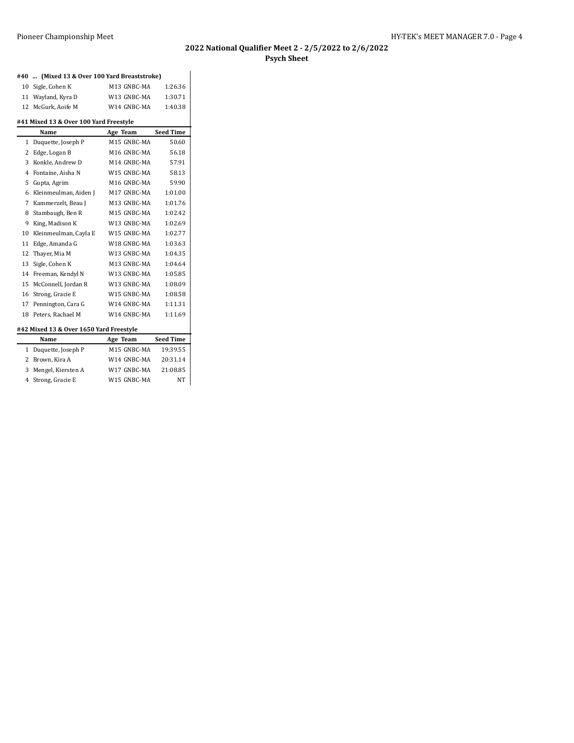## 2022 National Qualifier Meet 2 - 2/5/2022 to 2/6/2022

### Psych Sheet

**#40 ... (Mixed 13 & Over 100 Yard Breaststroke)**

| | Name | Age | Team | Seed Time |
|---|---|---|---|---|
| 10 | Sigle, Cohen K | M13 | GNBC-MA | 1:26.36 |
| 11 | Wayland, Kyra D | W13 | GNBC-MA | 1:30.71 |
| 12 | McGurk, Aoife M | W14 | GNBC-MA | 1:40.38 |

**#41 Mixed 13 & Over 100 Yard Freestyle**

| | Name | Age | Team | Seed Time |
|---|---|---|---|---|
| 1 | Duquette, Joseph P | M15 | GNBC-MA | 50.60 |
| 2 | Edge, Logan B | M16 | GNBC-MA | 56.18 |
| 3 | Konkle, Andrew D | M14 | GNBC-MA | 57.91 |
| 4 | Fontaine, Aisha N | W15 | GNBC-MA | 58.13 |
| 5 | Gupta, Agrim | M16 | GNBC-MA | 59.90 |
| 6 | Kleinmeulman, Aiden J | M17 | GNBC-MA | 1:01.00 |
| 7 | Kammerzelt, Beau J | M13 | GNBC-MA | 1:01.76 |
| 8 | Stambaugh, Ben R | M15 | GNBC-MA | 1:02.42 |
| 9 | King, Madison K | W13 | GNBC-MA | 1:02.69 |
| 10 | Kleinmeulman, Cayla E | W15 | GNBC-MA | 1:02.77 |
| 11 | Edge, Amanda G | W18 | GNBC-MA | 1:03.63 |
| 12 | Thayer, Mia M | W13 | GNBC-MA | 1:04.35 |
| 13 | Sigle, Cohen K | M13 | GNBC-MA | 1:04.64 |
| 14 | Freeman, Kendyl N | W13 | GNBC-MA | 1:05.85 |
| 15 | McConnell, Jordan R | W13 | GNBC-MA | 1:08.09 |
| 16 | Strong, Gracie E | W15 | GNBC-MA | 1:08.58 |
| 17 | Pennington, Cara G | W14 | GNBC-MA | 1:11.31 |
| 18 | Peters, Rachael M | W14 | GNBC-MA | 1:11.69 |

**#42 Mixed 13 & Over 1650 Yard Freestyle**

| | Name | Age | Team | Seed Time |
|---|---|---|---|---|
| 1 | Duquette, Joseph P | M15 | GNBC-MA | 19:39.55 |
| 2 | Brown, Kira A | W14 | GNBC-MA | 20:31.14 |
| 3 | Mengel, Kiersten A | W17 | GNBC-MA | 21:08.85 |
| 4 | Strong, Gracie E | W15 | GNBC-MA | NT |